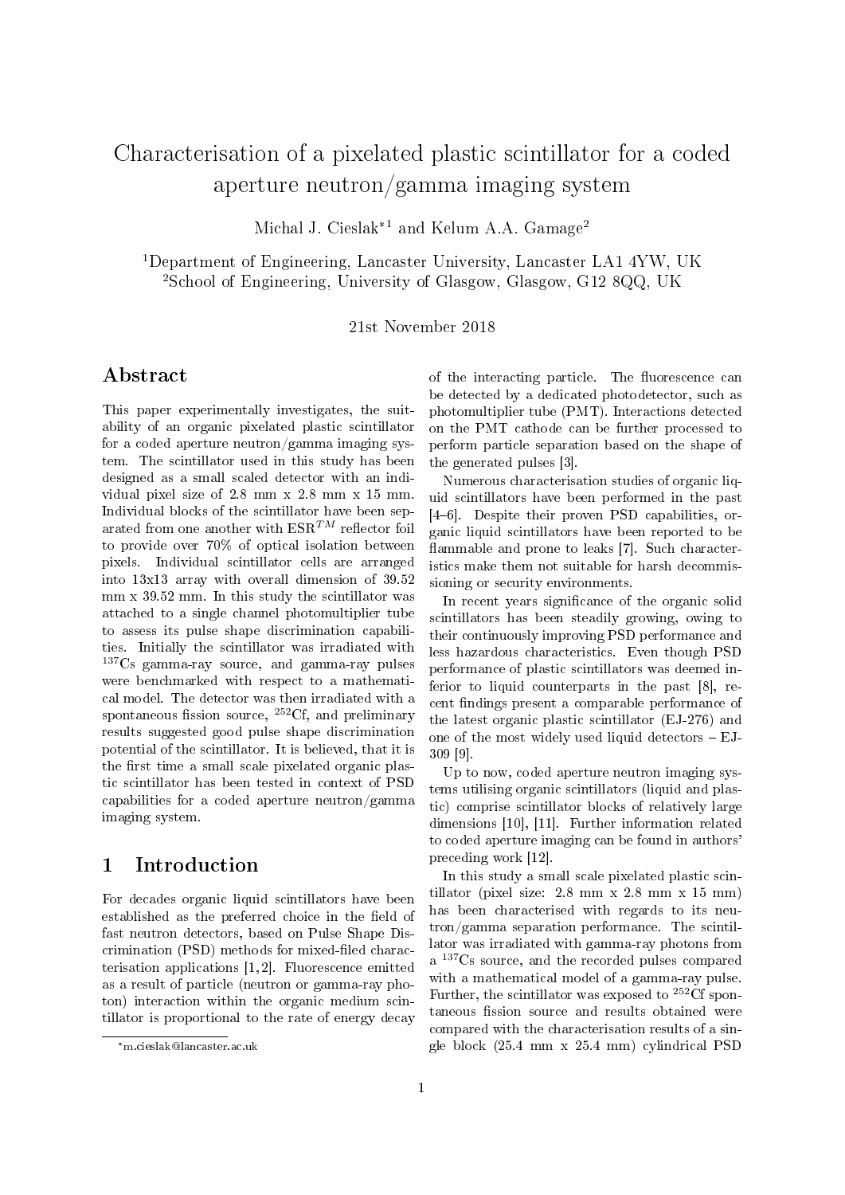# Characterisation of a pixelated plastic scintillator for a coded aperture neutron/gamma imaging system

Michal J. Cieslak*[1] and Kelum A.A. Gamage[2]

[1]Department of Engineering, Lancaster University, Lancaster LA1 4YW, UK
[2]School of Engineering, University of Glasgow, Glasgow, G12 8QQ, UK

21st November 2018

## Abstract

This paper experimentally investigates, the suitability of an organic pixelated plastic scintillator for a coded aperture neutron/gamma imaging system. The scintillator used in this study has been designed as a small scaled detector with an individual pixel size of 2.8 mm x 2.8 mm x 15 mm. Individual blocks of the scintillator have been separated from one another with ESR$^{TM}$ reflector foil to provide over 70% of optical isolation between pixels. Individual scintillator cells are arranged into 13x13 array with overall dimension of 39.52 mm x 39.52 mm. In this study the scintillator was attached to a single channel photomultiplier tube to assess its pulse shape discrimination capabilities. Initially the scintillator was irradiated with $^{137}$Cs gamma-ray source, and gamma-ray pulses were benchmarked with respect to a mathematical model. The detector was then irradiated with a spontaneous fission source, $^{252}$Cf, and preliminary results suggested good pulse shape discrimination potential of the scintillator. It is believed, that it is the first time a small scale pixelated organic plastic scintillator has been tested in context of PSD capabilities for a coded aperture neutron/gamma imaging system.

## 1 Introduction

For decades organic liquid scintillators have been established as the preferred choice in the field of fast neutron detectors, based on Pulse Shape Discrimination (PSD) methods for mixed-filed characterisation applications [1,2]. Fluorescence emitted as a result of particle (neutron or gamma-ray photon) interaction within the organic medium scintillator is proportional to the rate of energy decay of the interacting particle. The fluorescence can be detected by a dedicated photodetector, such as photomultiplier tube (PMT). Interactions detected on the PMT cathode can be further processed to perform particle separation based on the shape of the generated pulses [3].

Numerous characterisation studies of organic liquid scintillators have been performed in the past [4–6]. Despite their proven PSD capabilities, organic liquid scintillators have been reported to be flammable and prone to leaks [7]. Such characteristics make them not suitable for harsh decommissioning or security environments.

In recent years significance of the organic solid scintillators has been steadily growing, owing to their continuously improving PSD performance and less hazardous characteristics. Even though PSD performance of plastic scintillators was deemed inferior to liquid counterparts in the past [8], recent findings present a comparable performance of the latest organic plastic scintillator (EJ-276) and one of the most widely used liquid detectors – EJ-309 [9].

Up to now, coded aperture neutron imaging systems utilising organic scintillators (liquid and plastic) comprise scintillator blocks of relatively large dimensions [10], [11]. Further information related to coded aperture imaging can be found in authors' preceding work [12].

In this study a small scale pixelated plastic scintillator (pixel size: 2.8 mm x 2.8 mm x 15 mm) has been characterised with regards to its neutron/gamma separation performance. The scintillator was irradiated with gamma-ray photons from a $^{137}$Cs source, and the recorded pulses compared with a mathematical model of a gamma-ray pulse. Further, the scintillator was exposed to $^{252}$Cf spontaneous fission source and results obtained were compared with the characterisation results of a single block (25.4 mm x 25.4 mm) cylindrical PSD

*m.cieslak@lancaster.ac.uk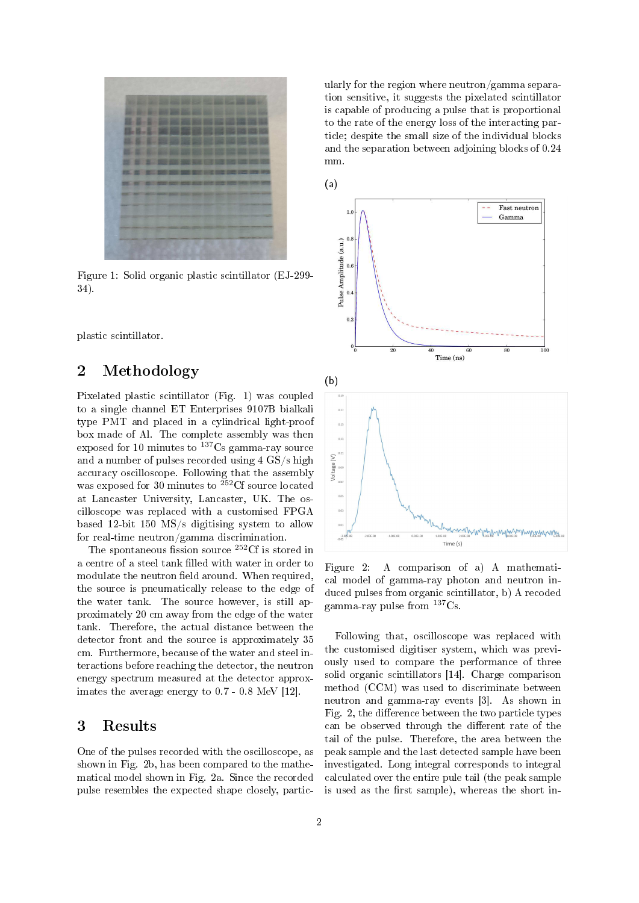Figure 1: Solid organic plastic scintillator (EJ-299-34).

plastic scintillator.

## 2 Methodology

Pixelated plastic scintillator (Fig. 1) was coupled to a single channel ET Enterprises 9107B bialkali type PMT and placed in a cylindrical light-proof box made of Al. The complete assembly was then exposed for 10 minutes to $^{137}$Cs gamma-ray source and a number of pulses recorded using 4 GS/s high accuracy oscilloscope. Following that the assembly was exposed for 30 minutes to $^{252}$Cf source located at Lancaster University, Lancaster, UK. The oscilloscope was replaced with a customised FPGA based 12-bit 150 MS/s digitising system to allow for real-time neutron/gamma discrimination.

The spontaneous fission source $^{252}$Cf is stored in a centre of a steel tank filled with water in order to modulate the neutron field around. When required, the source is pneumatically release to the edge of the water tank. The source however, is still approximately 20 cm away from the edge of the water tank. Therefore, the actual distance between the detector front and the source is approximately 35 cm. Furthermore, because of the water and steel interactions before reaching the detector, the neutron energy spectrum measured at the detector approximates the average energy to 0.7 - 0.8 MeV [12].

## 3 Results

One of the pulses recorded with the oscilloscope, as shown in Fig. 2b, has been compared to the mathematical model shown in Fig. 2a. Since the recorded pulse resembles the expected shape closely, particularly for the region where neutron/gamma separation sensitive, it suggests the pixelated scintillator is capable of producing a pulse that is proportional to the rate of the energy loss of the interacting particle; despite the small size of the individual blocks and the separation between adjoining blocks of 0.24 mm.

Figure 2: A comparison of a) A mathematical model of gamma-ray photon and neutron induced pulses from organic scintillator, b) A recoded gamma-ray pulse from $^{137}$Cs.

Following that, oscilloscope was replaced with the customised digitiser system, which was previously used to compare the performance of three solid organic scintillators [14]. Charge comparison method (CCM) was used to discriminate between neutron and gamma-ray events [3]. As shown in Fig. 2, the difference between the two particle types can be observed through the different rate of the tail of the pulse. Therefore, the area between the peak sample and the last detected sample have been investigated. Long integral corresponds to integral calculated over the entire pule tail (the peak sample is used as the first sample), whereas the short in-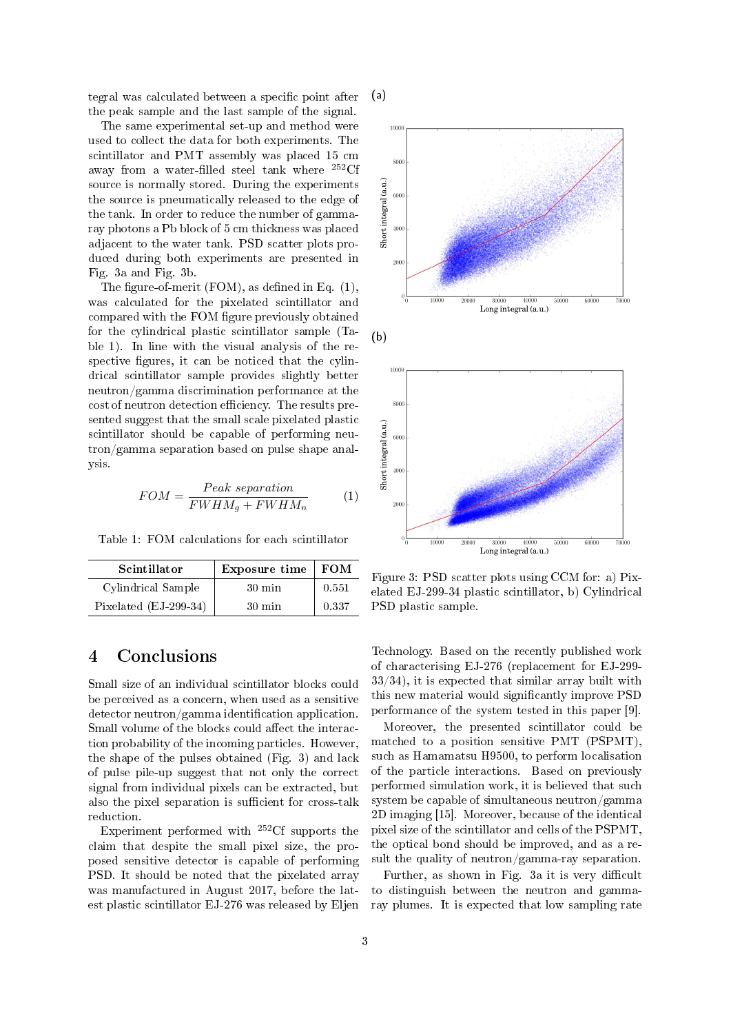tegral was calculated between a specific point after the peak sample and the last sample of the signal.

The same experimental set-up and method were used to collect the data for both experiments. The scintillator and PMT assembly was placed 15 cm away from a water-filled steel tank where $^{252}$Cf source is normally stored. During the experiments the source is pneumatically released to the edge of the tank. In order to reduce the number of gamma-ray photons a Pb block of 5 cm thickness was placed adjacent to the water tank. PSD scatter plots produced during both experiments are presented in Fig. 3a and Fig. 3b.

The figure-of-merit (FOM), as defined in Eq. (1), was calculated for the pixelated scintillator and compared with the FOM figure previously obtained for the cylindrical plastic scintillator sample (Table 1). In line with the visual analysis of the respective figures, it can be noticed that the cylindrical scintillator sample provides slightly better neutron/gamma discrimination performance at the cost of neutron detection efficiency. The results presented suggest that the small scale pixelated plastic scintillator should be capable of performing neutron/gamma separation based on pulse shape analysis.

$$FOM = \frac{Peak\ separation}{FWHM_g + FWHM_n} \tag{1}$$

Table 1: FOM calculations for each scintillator

| Scintillator | Exposure time | FOM |
|---|---|---|
| Cylindrical Sample | 30 min | 0.551 |
| Pixelated (EJ-299-34) | 30 min | 0.337 |

Figure 3: PSD scatter plots using CCM for: a) Pixelated EJ-299-34 plastic scintillator, b) Cylindrical PSD plastic sample.

## 4 Conclusions

Small size of an individual scintillator blocks could be perceived as a concern, when used as a sensitive detector neutron/gamma identification application. Small volume of the blocks could affect the interaction probability of the incoming particles. However, the shape of the pulses obtained (Fig. 3) and lack of pulse pile-up suggest that not only the correct signal from individual pixels can be extracted, but also the pixel separation is sufficient for cross-talk reduction.

Experiment performed with $^{252}$Cf supports the claim that despite the small pixel size, the proposed sensitive detector is capable of performing PSD. It should be noted that the pixelated array was manufactured in August 2017, before the latest plastic scintillator EJ-276 was released by Eljen Technology. Based on the recently published work of characterising EJ-276 (replacement for EJ-299-33/34), it is expected that similar array built with this new material would significantly improve PSD performance of the system tested in this paper [9].

Moreover, the presented scintillator could be matched to a position sensitive PMT (PSPMT), such as Hamamatsu H9500, to perform localisation of the particle interactions. Based on previously performed simulation work, it is believed that such system be capable of simultaneous neutron/gamma 2D imaging [15]. Moreover, because of the identical pixel size of the scintillator and cells of the PSPMT, the optical bond should be improved, and as a result the quality of neutron/gamma-ray separation.

Further, as shown in Fig. 3a it is very difficult to distinguish between the neutron and gamma-ray plumes. It is expected that low sampling rate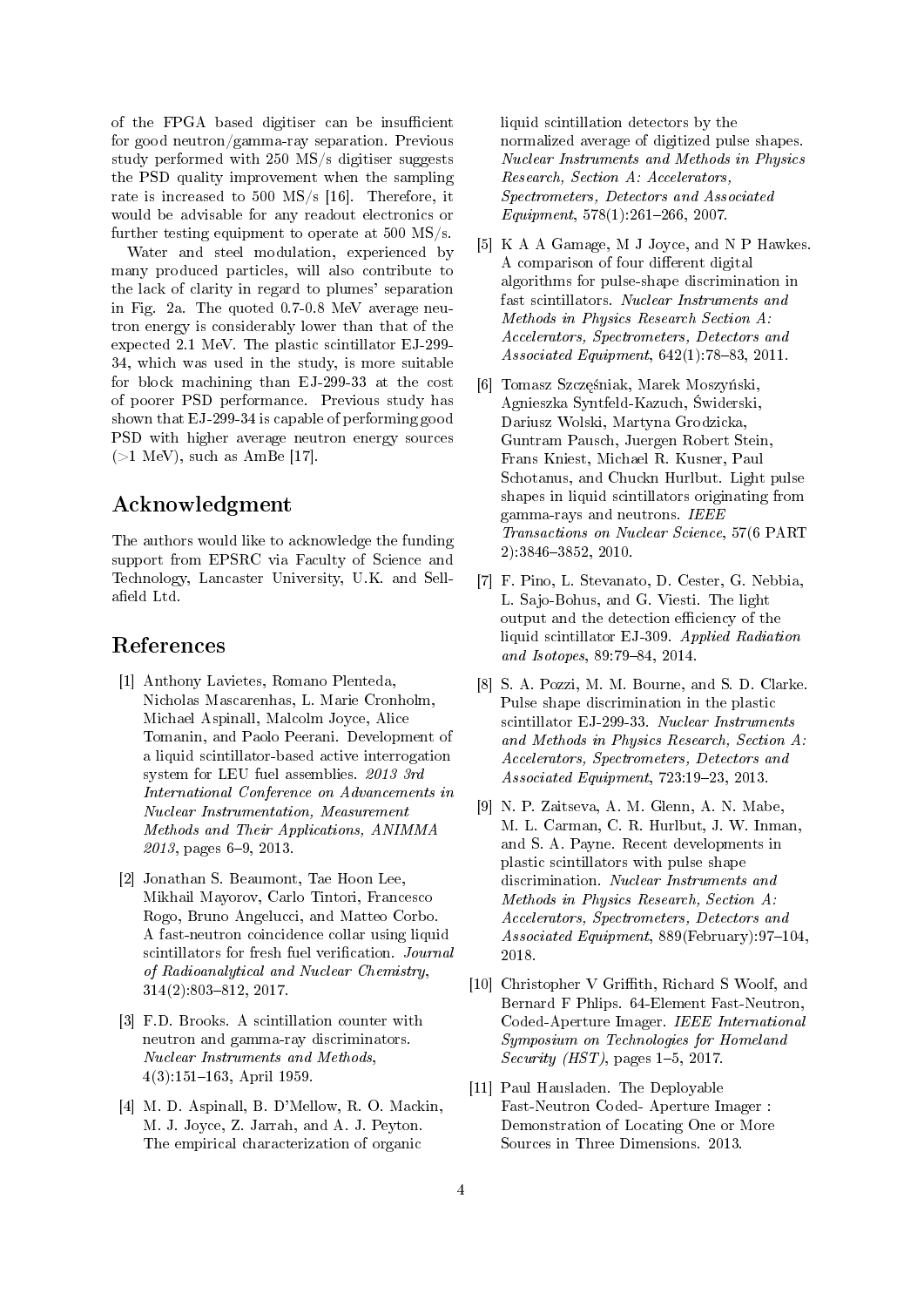of the FPGA based digitiser can be insufficient for good neutron/gamma-ray separation. Previous study performed with 250 MS/s digitiser suggests the PSD quality improvement when the sampling rate is increased to 500 MS/s [16]. Therefore, it would be advisable for any readout electronics or further testing equipment to operate at 500 MS/s.

Water and steel modulation, experienced by many produced particles, will also contribute to the lack of clarity in regard to plumes' separation in Fig. 2a. The quoted 0.7-0.8 MeV average neutron energy is considerably lower than that of the expected 2.1 MeV. The plastic scintillator EJ-299-34, which was used in the study, is more suitable for block machining than EJ-299-33 at the cost of poorer PSD performance. Previous study has shown that EJ-299-34 is capable of performing good PSD with higher average neutron energy sources (>1 MeV), such as AmBe [17].

## Acknowledgment

The authors would like to acknowledge the funding support from EPSRC via Faculty of Science and Technology, Lancaster University, U.K. and Sellafield Ltd.

## References

[1] Anthony Lavietes, Romano Plenteda, Nicholas Mascarenhas, L. Marie Cronholm, Michael Aspinall, Malcolm Joyce, Alice Tomanin, and Paolo Peerani. Development of a liquid scintillator-based active interrogation system for LEU fuel assemblies. *2013 3rd International Conference on Advancements in Nuclear Instrumentation, Measurement Methods and Their Applications, ANIMMA 2013*, pages 6–9, 2013.

[2] Jonathan S. Beaumont, Tae Hoon Lee, Mikhail Mayorov, Carlo Tintori, Francesco Rogo, Bruno Angelucci, and Matteo Corbo. A fast-neutron coincidence collar using liquid scintillators for fresh fuel verification. *Journal of Radioanalytical and Nuclear Chemistry*, 314(2):803–812, 2017.

[3] F.D. Brooks. A scintillation counter with neutron and gamma-ray discriminators. *Nuclear Instruments and Methods*, 4(3):151–163, April 1959.

[4] M. D. Aspinall, B. D'Mellow, R. O. Mackin, M. J. Joyce, Z. Jarrah, and A. J. Peyton. The empirical characterization of organic liquid scintillation detectors by the normalized average of digitized pulse shapes. *Nuclear Instruments and Methods in Physics Research, Section A: Accelerators, Spectrometers, Detectors and Associated Equipment*, 578(1):261–266, 2007.

[5] K A A Gamage, M J Joyce, and N P Hawkes. A comparison of four different digital algorithms for pulse-shape discrimination in fast scintillators. *Nuclear Instruments and Methods in Physics Research Section A: Accelerators, Spectrometers, Detectors and Associated Equipment*, 642(1):78–83, 2011.

[6] Tomasz Szczęśniak, Marek Moszyński, Agnieszka Syntfeld-Kazuch, Świderski, Dariusz Wolski, Martyna Grodzicka, Guntram Pausch, Juergen Robert Stein, Frans Kniest, Michael R. Kusner, Paul Schotanus, and Chuckn Hurlbut. Light pulse shapes in liquid scintillators originating from gamma-rays and neutrons. *IEEE Transactions on Nuclear Science*, 57(6 PART 2):3846–3852, 2010.

[7] F. Pino, L. Stevanato, D. Cester, G. Nebbia, L. Sajo-Bohus, and G. Viesti. The light output and the detection efficiency of the liquid scintillator EJ-309. *Applied Radiation and Isotopes*, 89:79–84, 2014.

[8] S. A. Pozzi, M. M. Bourne, and S. D. Clarke. Pulse shape discrimination in the plastic scintillator EJ-299-33. *Nuclear Instruments and Methods in Physics Research, Section A: Accelerators, Spectrometers, Detectors and Associated Equipment*, 723:19–23, 2013.

[9] N. P. Zaitseva, A. M. Glenn, A. N. Mabe, M. L. Carman, C. R. Hurlbut, J. W. Inman, and S. A. Payne. Recent developments in plastic scintillators with pulse shape discrimination. *Nuclear Instruments and Methods in Physics Research, Section A: Accelerators, Spectrometers, Detectors and Associated Equipment*, 889(February):97–104, 2018.

[10] Christopher V Griffith, Richard S Woolf, and Bernard F Phlips. 64-Element Fast-Neutron, Coded-Aperture Imager. *IEEE International Symposium on Technologies for Homeland Security (HST)*, pages 1–5, 2017.

[11] Paul Hausladen. The Deployable Fast-Neutron Coded- Aperture Imager : Demonstration of Locating One or More Sources in Three Dimensions. 2013.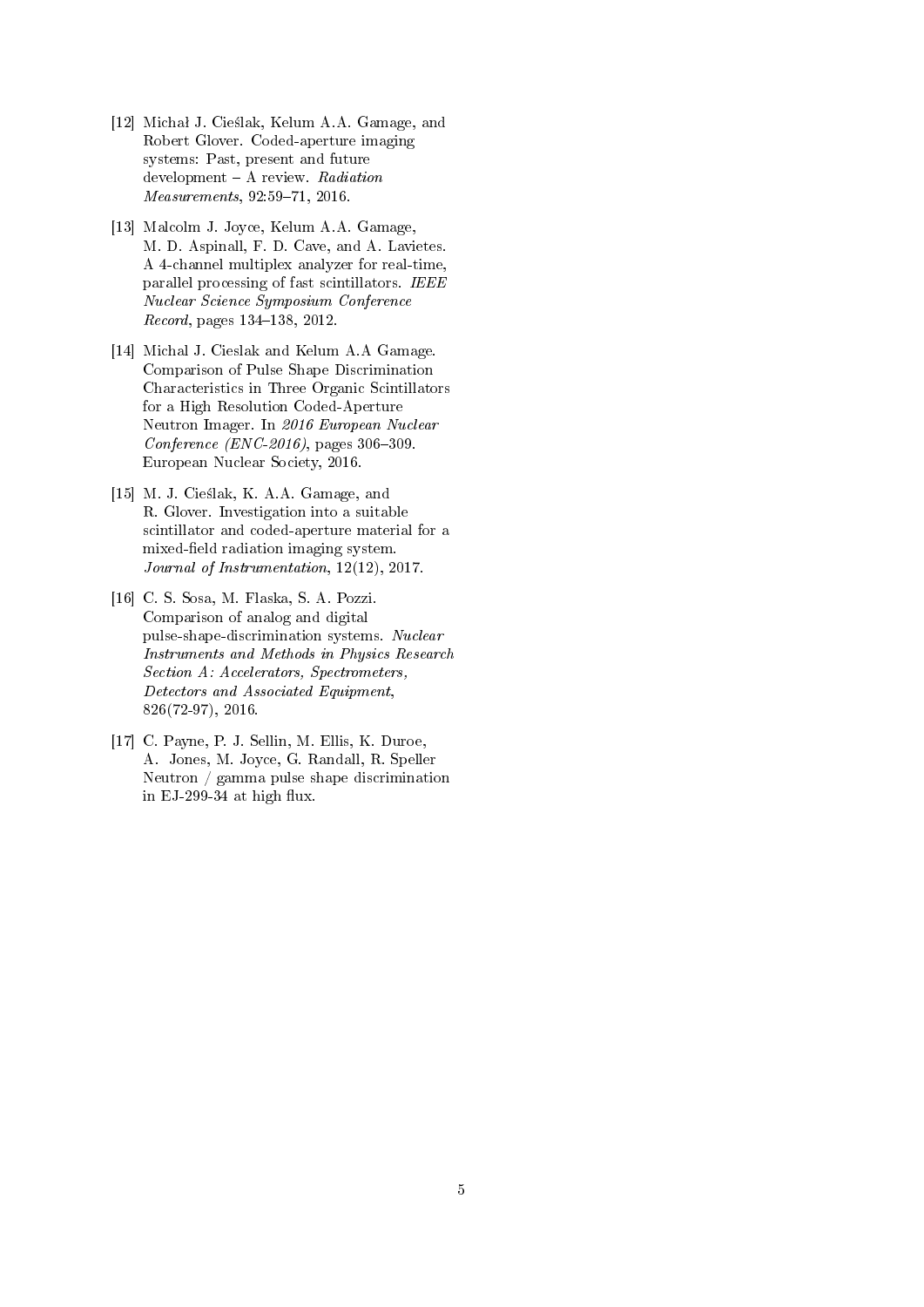[12] Michał J. Cieślak, Kelum A.A. Gamage, and Robert Glover. Coded-aperture imaging systems: Past, present and future development – A review. *Radiation Measurements*, 92:59–71, 2016.

[13] Malcolm J. Joyce, Kelum A.A. Gamage, M. D. Aspinall, F. D. Cave, and A. Lavietes. A 4-channel multiplex analyzer for real-time, parallel processing of fast scintillators. *IEEE Nuclear Science Symposium Conference Record*, pages 134–138, 2012.

[14] Michal J. Cieslak and Kelum A.A Gamage. Comparison of Pulse Shape Discrimination Characteristics in Three Organic Scintillators for a High Resolution Coded-Aperture Neutron Imager. In *2016 European Nuclear Conference (ENC-2016)*, pages 306–309. European Nuclear Society, 2016.

[15] M. J. Cieślak, K. A.A. Gamage, and R. Glover. Investigation into a suitable scintillator and coded-aperture material for a mixed-field radiation imaging system. *Journal of Instrumentation*, 12(12), 2017.

[16] C. S. Sosa, M. Flaska, S. A. Pozzi. Comparison of analog and digital pulse-shape-discrimination systems. *Nuclear Instruments and Methods in Physics Research Section A: Accelerators, Spectrometers, Detectors and Associated Equipment*, 826(72-97), 2016.

[17] C. Payne, P. J. Sellin, M. Ellis, K. Duroe, A. Jones, M. Joyce, G. Randall, R. Speller Neutron / gamma pulse shape discrimination in EJ-299-34 at high flux.